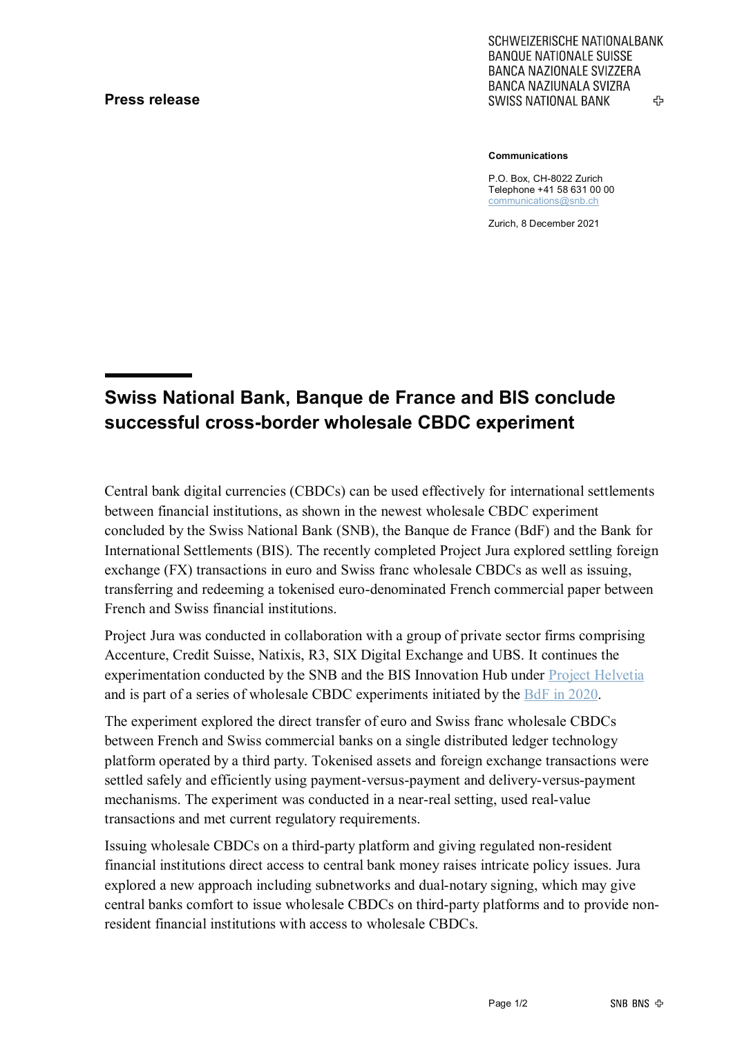**Press release**

SCHWEIZERISCHE NATIONALBANK
BANQUE NATIONALE SUISSE
BANCA NAZIONALE SVIZZERA
BANCA NAZIUNALA SVIZRA
SWISS NATIONAL BANK

**Communications**

P.O. Box, CH-8022 Zurich
Telephone +41 58 631 00 00
communications@snb.ch

Zurich, 8 December 2021

# Swiss National Bank, Banque de France and BIS conclude successful cross-border wholesale CBDC experiment

Central bank digital currencies (CBDCs) can be used effectively for international settlements between financial institutions, as shown in the newest wholesale CBDC experiment concluded by the Swiss National Bank (SNB), the Banque de France (BdF) and the Bank for International Settlements (BIS). The recently completed Project Jura explored settling foreign exchange (FX) transactions in euro and Swiss franc wholesale CBDCs as well as issuing, transferring and redeeming a tokenised euro-denominated French commercial paper between French and Swiss financial institutions.

Project Jura was conducted in collaboration with a group of private sector firms comprising Accenture, Credit Suisse, Natixis, R3, SIX Digital Exchange and UBS. It continues the experimentation conducted by the SNB and the BIS Innovation Hub under Project Helvetia and is part of a series of wholesale CBDC experiments initiated by the BdF in 2020.

The experiment explored the direct transfer of euro and Swiss franc wholesale CBDCs between French and Swiss commercial banks on a single distributed ledger technology platform operated by a third party. Tokenised assets and foreign exchange transactions were settled safely and efficiently using payment-versus-payment and delivery-versus-payment mechanisms. The experiment was conducted in a near-real setting, used real-value transactions and met current regulatory requirements.

Issuing wholesale CBDCs on a third-party platform and giving regulated non-resident financial institutions direct access to central bank money raises intricate policy issues. Jura explored a new approach including subnetworks and dual-notary signing, which may give central banks comfort to issue wholesale CBDCs on third-party platforms and to provide non-resident financial institutions with access to wholesale CBDCs.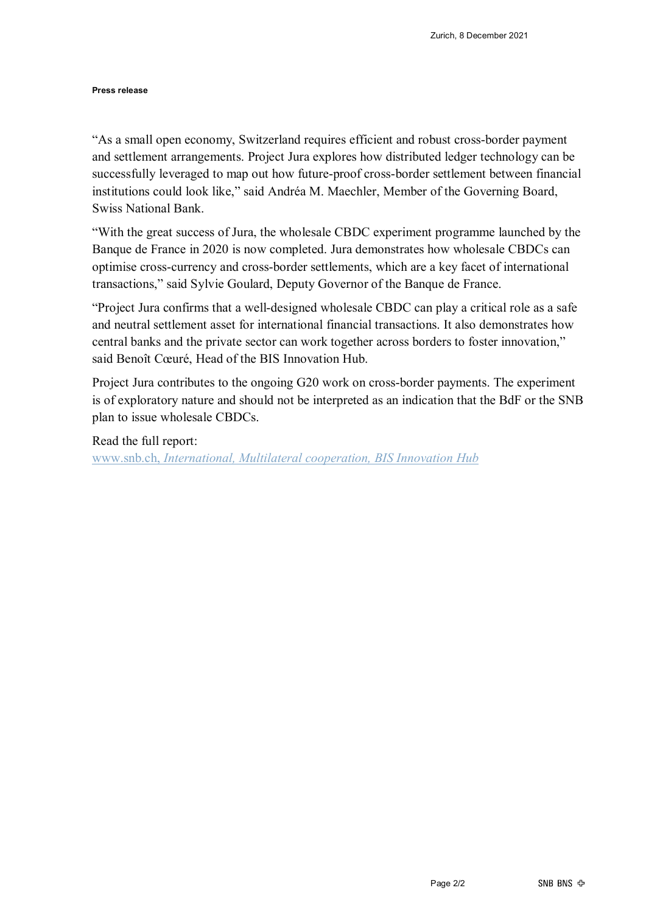Zurich, 8 December 2021

**Press release**

"As a small open economy, Switzerland requires efficient and robust cross-border payment and settlement arrangements. Project Jura explores how distributed ledger technology can be successfully leveraged to map out how future-proof cross-border settlement between financial institutions could look like," said Andréa M. Maechler, Member of the Governing Board, Swiss National Bank.

"With the great success of Jura, the wholesale CBDC experiment programme launched by the Banque de France in 2020 is now completed. Jura demonstrates how wholesale CBDCs can optimise cross-currency and cross-border settlements, which are a key facet of international transactions," said Sylvie Goulard, Deputy Governor of the Banque de France.

"Project Jura confirms that a well-designed wholesale CBDC can play a critical role as a safe and neutral settlement asset for international financial transactions. It also demonstrates how central banks and the private sector can work together across borders to foster innovation," said Benoît Cœuré, Head of the BIS Innovation Hub.

Project Jura contributes to the ongoing G20 work on cross-border payments. The experiment is of exploratory nature and should not be interpreted as an indication that the BdF or the SNB plan to issue wholesale CBDCs.

Read the full report:
www.snb.ch, *International, Multilateral cooperation, BIS Innovation Hub*